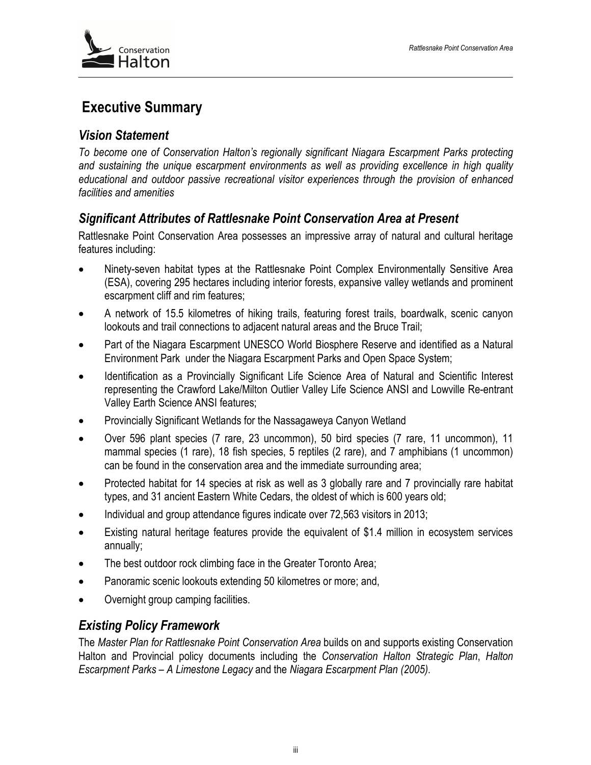# Executive Summary

## Vision Statement

*To become one of Conservation Halton's regionally significant Niagara Escarpment Parks protecting and sustaining the unique escarpment environments as well as providing excellence in high quality educational and outdoor passive recreational visitor experiences through the provision of enhanced facilities and amenities*

## Significant Attributes of Rattlesnake Point Conservation Area at Present

Rattlesnake Point Conservation Area possesses an impressive array of natural and cultural heritage features including:

- Ninety-seven habitat types at the Rattlesnake Point Complex Environmentally Sensitive Area (ESA), covering 295 hectares including interior forests, expansive valley wetlands and prominent escarpment cliff and rim features;
- A network of 15.5 kilometres of hiking trails, featuring forest trails, boardwalk, scenic canyon lookouts and trail connections to adjacent natural areas and the Bruce Trail;
- Part of the Niagara Escarpment UNESCO World Biosphere Reserve and identified as a Natural Environment Park under the Niagara Escarpment Parks and Open Space System;
- Identification as a Provincially Significant Life Science Area of Natural and Scientific Interest representing the Crawford Lake/Milton Outlier Valley Life Science ANSI and Lowville Re-entrant Valley Earth Science ANSI features;
- Provincially Significant Wetlands for the Nassagaweya Canyon Wetland
- Over 596 plant species (7 rare, 23 uncommon), 50 bird species (7 rare, 11 uncommon), 11 mammal species (1 rare), 18 fish species, 5 reptiles (2 rare), and 7 amphibians (1 uncommon) can be found in the conservation area and the immediate surrounding area;
- Protected habitat for 14 species at risk as well as 3 globally rare and 7 provincially rare habitat types, and 31 ancient Eastern White Cedars, the oldest of which is 600 years old;
- Individual and group attendance figures indicate over 72,563 visitors in 2013;
- Existing natural heritage features provide the equivalent of $1.4 million in ecosystem services annually;
- The best outdoor rock climbing face in the Greater Toronto Area;
- Panoramic scenic lookouts extending 50 kilometres or more; and,
- Overnight group camping facilities.

## Existing Policy Framework

The *Master Plan for Rattlesnake Point Conservation Area* builds on and supports existing Conservation Halton and Provincial policy documents including the *Conservation Halton Strategic Plan*, *Halton Escarpment Parks – A Limestone Legacy* and the *Niagara Escarpment Plan (2005)*.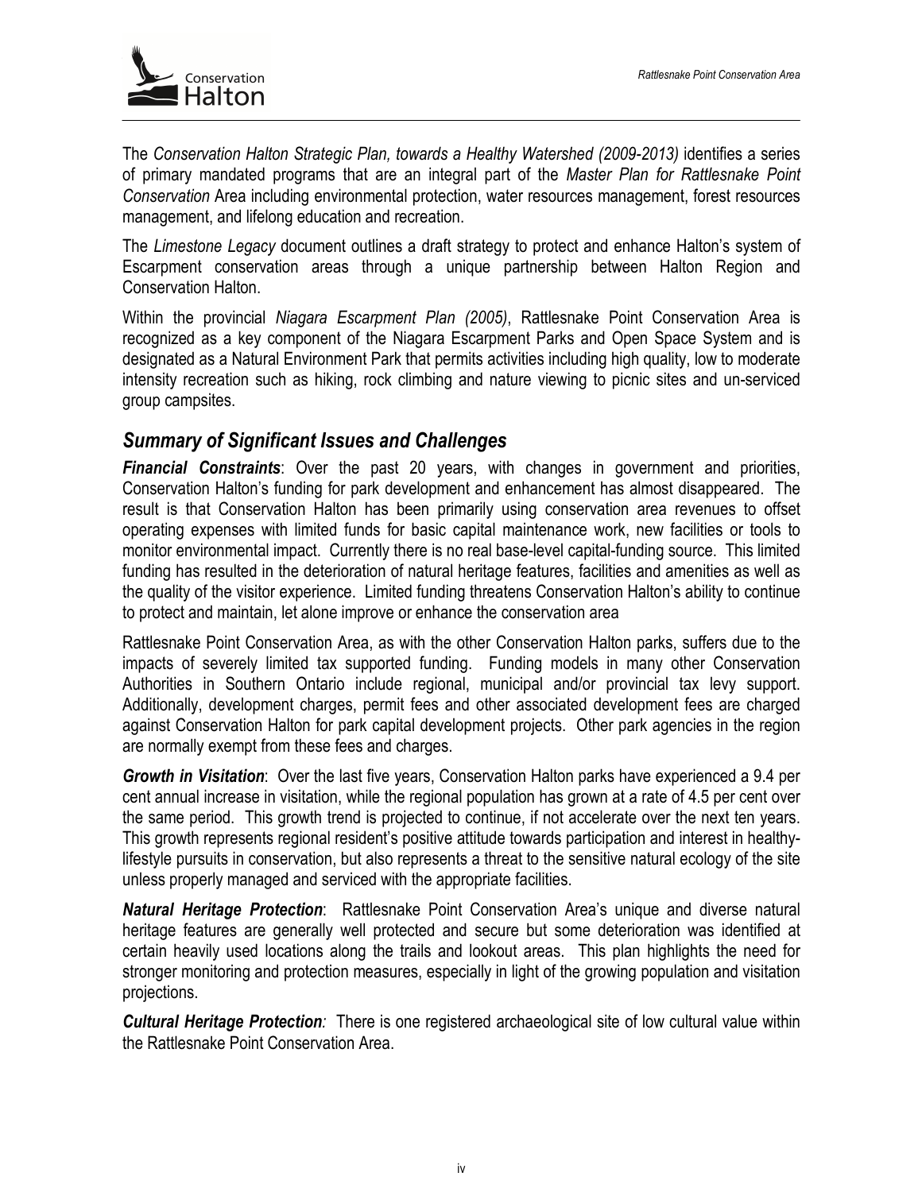The *Conservation Halton Strategic Plan, towards a Healthy Watershed (2009-2013)* identifies a series of primary mandated programs that are an integral part of the *Master Plan for Rattlesnake Point Conservation* Area including environmental protection, water resources management, forest resources management, and lifelong education and recreation.

The *Limestone Legacy* document outlines a draft strategy to protect and enhance Halton's system of Escarpment conservation areas through a unique partnership between Halton Region and Conservation Halton.

Within the provincial *Niagara Escarpment Plan (2005)*, Rattlesnake Point Conservation Area is recognized as a key component of the Niagara Escarpment Parks and Open Space System and is designated as a Natural Environment Park that permits activities including high quality, low to moderate intensity recreation such as hiking, rock climbing and nature viewing to picnic sites and un-serviced group campsites.

## *Summary of Significant Issues and Challenges*

***Financial Constraints***: Over the past 20 years, with changes in government and priorities, Conservation Halton's funding for park development and enhancement has almost disappeared. The result is that Conservation Halton has been primarily using conservation area revenues to offset operating expenses with limited funds for basic capital maintenance work, new facilities or tools to monitor environmental impact. Currently there is no real base-level capital-funding source. This limited funding has resulted in the deterioration of natural heritage features, facilities and amenities as well as the quality of the visitor experience. Limited funding threatens Conservation Halton's ability to continue to protect and maintain, let alone improve or enhance the conservation area

Rattlesnake Point Conservation Area, as with the other Conservation Halton parks, suffers due to the impacts of severely limited tax supported funding. Funding models in many other Conservation Authorities in Southern Ontario include regional, municipal and/or provincial tax levy support. Additionally, development charges, permit fees and other associated development fees are charged against Conservation Halton for park capital development projects. Other park agencies in the region are normally exempt from these fees and charges.

***Growth in Visitation***: Over the last five years, Conservation Halton parks have experienced a 9.4 per cent annual increase in visitation, while the regional population has grown at a rate of 4.5 per cent over the same period. This growth trend is projected to continue, if not accelerate over the next ten years. This growth represents regional resident's positive attitude towards participation and interest in healthy-lifestyle pursuits in conservation, but also represents a threat to the sensitive natural ecology of the site unless properly managed and serviced with the appropriate facilities.

***Natural Heritage Protection***: Rattlesnake Point Conservation Area's unique and diverse natural heritage features are generally well protected and secure but some deterioration was identified at certain heavily used locations along the trails and lookout areas. This plan highlights the need for stronger monitoring and protection measures, especially in light of the growing population and visitation projections.

***Cultural Heritage Protection****:* There is one registered archaeological site of low cultural value within the Rattlesnake Point Conservation Area.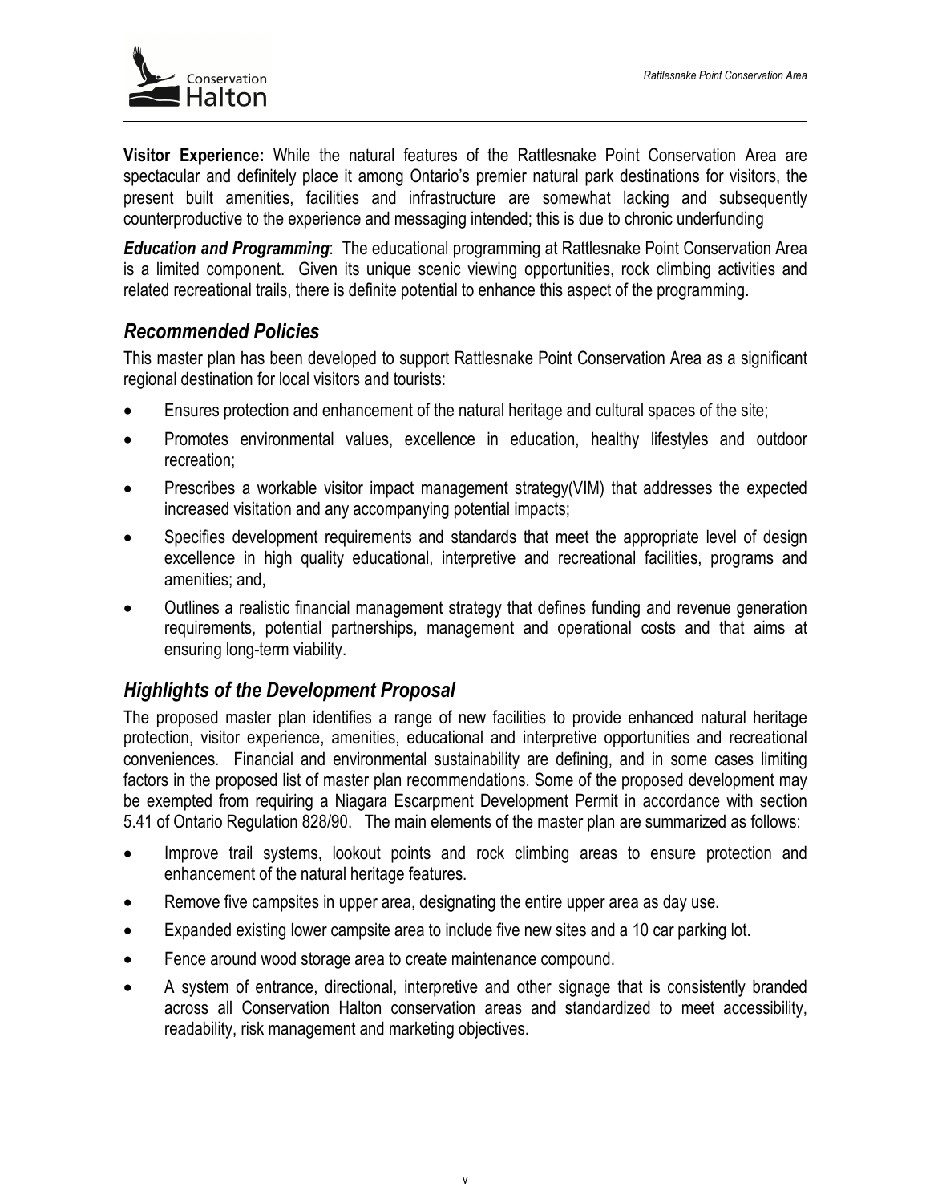**Visitor Experience:** While the natural features of the Rattlesnake Point Conservation Area are spectacular and definitely place it among Ontario's premier natural park destinations for visitors, the present built amenities, facilities and infrastructure are somewhat lacking and subsequently counterproductive to the experience and messaging intended; this is due to chronic underfunding

***Education and Programming***: The educational programming at Rattlesnake Point Conservation Area is a limited component. Given its unique scenic viewing opportunities, rock climbing activities and related recreational trails, there is definite potential to enhance this aspect of the programming.

## *Recommended Policies*

This master plan has been developed to support Rattlesnake Point Conservation Area as a significant regional destination for local visitors and tourists:

- Ensures protection and enhancement of the natural heritage and cultural spaces of the site;
- Promotes environmental values, excellence in education, healthy lifestyles and outdoor recreation;
- Prescribes a workable visitor impact management strategy(VIM) that addresses the expected increased visitation and any accompanying potential impacts;
- Specifies development requirements and standards that meet the appropriate level of design excellence in high quality educational, interpretive and recreational facilities, programs and amenities; and,
- Outlines a realistic financial management strategy that defines funding and revenue generation requirements, potential partnerships, management and operational costs and that aims at ensuring long-term viability.

## *Highlights of the Development Proposal*

The proposed master plan identifies a range of new facilities to provide enhanced natural heritage protection, visitor experience, amenities, educational and interpretive opportunities and recreational conveniences. Financial and environmental sustainability are defining, and in some cases limiting factors in the proposed list of master plan recommendations. Some of the proposed development may be exempted from requiring a Niagara Escarpment Development Permit in accordance with section 5.41 of Ontario Regulation 828/90. The main elements of the master plan are summarized as follows:

- Improve trail systems, lookout points and rock climbing areas to ensure protection and enhancement of the natural heritage features.
- Remove five campsites in upper area, designating the entire upper area as day use.
- Expanded existing lower campsite area to include five new sites and a 10 car parking lot.
- Fence around wood storage area to create maintenance compound.
- A system of entrance, directional, interpretive and other signage that is consistently branded across all Conservation Halton conservation areas and standardized to meet accessibility, readability, risk management and marketing objectives.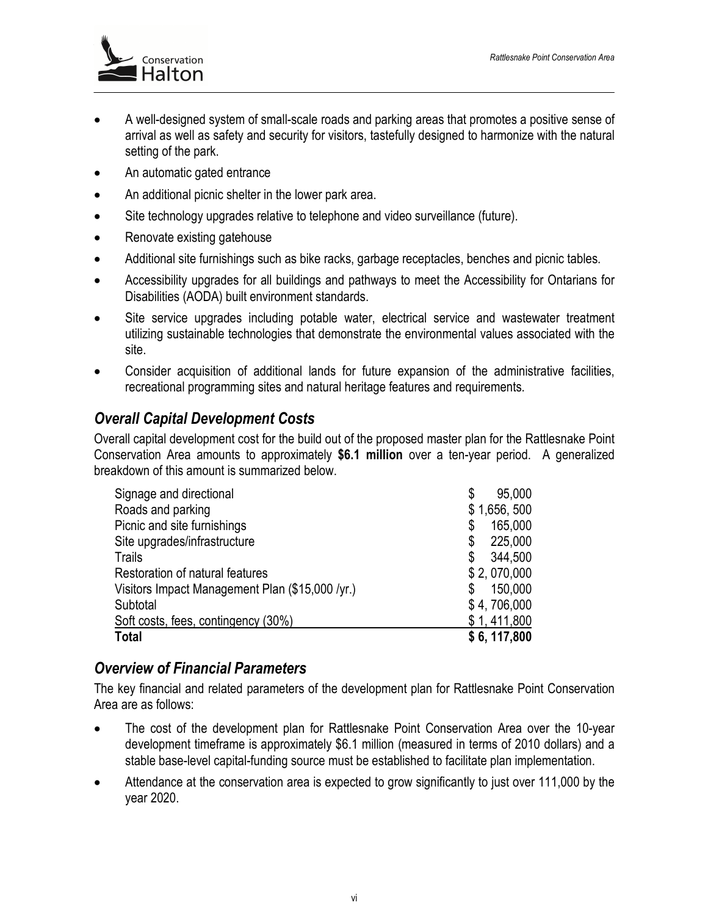- A well-designed system of small-scale roads and parking areas that promotes a positive sense of arrival as well as safety and security for visitors, tastefully designed to harmonize with the natural setting of the park.
- An automatic gated entrance
- An additional picnic shelter in the lower park area.
- Site technology upgrades relative to telephone and video surveillance (future).
- Renovate existing gatehouse
- Additional site furnishings such as bike racks, garbage receptacles, benches and picnic tables.
- Accessibility upgrades for all buildings and pathways to meet the Accessibility for Ontarians for Disabilities (AODA) built environment standards.
- Site service upgrades including potable water, electrical service and wastewater treatment utilizing sustainable technologies that demonstrate the environmental values associated with the site.
- Consider acquisition of additional lands for future expansion of the administrative facilities, recreational programming sites and natural heritage features and requirements.

## *Overall Capital Development Costs*

Overall capital development cost for the build out of the proposed master plan for the Rattlesnake Point Conservation Area amounts to approximately **$6.1 million** over a ten-year period. A generalized breakdown of this amount is summarized below.

| | |
|---|---|
| Signage and directional | $ 95,000 |
| Roads and parking | $ 1,656, 500 |
| Picnic and site furnishings | $ 165,000 |
| Site upgrades/infrastructure | $ 225,000 |
| Trails | $ 344,500 |
| Restoration of natural features | $ 2, 070,000 |
| Visitors Impact Management Plan ($15,000 /yr.) | $ 150,000 |
| Subtotal | $ 4, 706,000 |
| Soft costs, fees, contingency (30%) | $ 1, 411,800 |
| **Total** | **$ 6, 117,800** |

## *Overview of Financial Parameters*

The key financial and related parameters of the development plan for Rattlesnake Point Conservation Area are as follows:

- The cost of the development plan for Rattlesnake Point Conservation Area over the 10-year development timeframe is approximately $6.1 million (measured in terms of 2010 dollars) and a stable base-level capital-funding source must be established to facilitate plan implementation.
- Attendance at the conservation area is expected to grow significantly to just over 111,000 by the year 2020.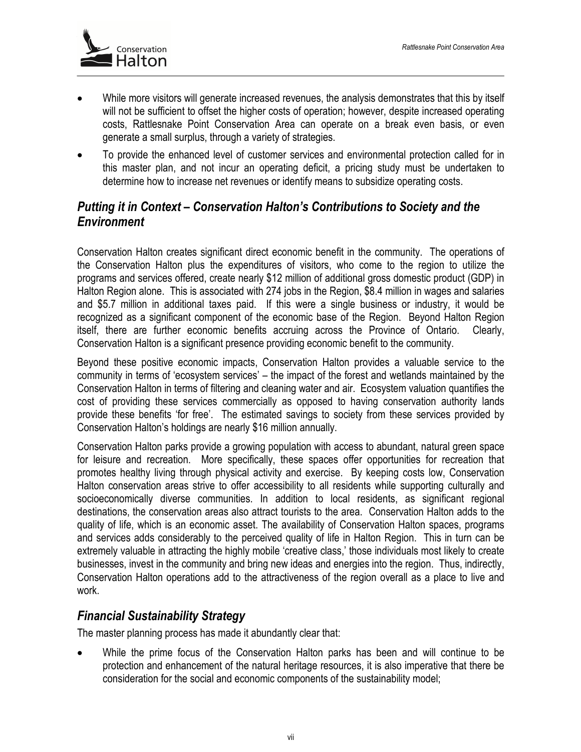- While more visitors will generate increased revenues, the analysis demonstrates that this by itself will not be sufficient to offset the higher costs of operation; however, despite increased operating costs, Rattlesnake Point Conservation Area can operate on a break even basis, or even generate a small surplus, through a variety of strategies.
- To provide the enhanced level of customer services and environmental protection called for in this master plan, and not incur an operating deficit, a pricing study must be undertaken to determine how to increase net revenues or identify means to subsidize operating costs.

## *Putting it in Context – Conservation Halton's Contributions to Society and the Environment*

Conservation Halton creates significant direct economic benefit in the community. The operations of the Conservation Halton plus the expenditures of visitors, who come to the region to utilize the programs and services offered, create nearly $12 million of additional gross domestic product (GDP) in Halton Region alone. This is associated with 274 jobs in the Region, $8.4 million in wages and salaries and $5.7 million in additional taxes paid. If this were a single business or industry, it would be recognized as a significant component of the economic base of the Region. Beyond Halton Region itself, there are further economic benefits accruing across the Province of Ontario. Clearly, Conservation Halton is a significant presence providing economic benefit to the community.

Beyond these positive economic impacts, Conservation Halton provides a valuable service to the community in terms of 'ecosystem services' – the impact of the forest and wetlands maintained by the Conservation Halton in terms of filtering and cleaning water and air. Ecosystem valuation quantifies the cost of providing these services commercially as opposed to having conservation authority lands provide these benefits 'for free'. The estimated savings to society from these services provided by Conservation Halton's holdings are nearly $16 million annually.

Conservation Halton parks provide a growing population with access to abundant, natural green space for leisure and recreation. More specifically, these spaces offer opportunities for recreation that promotes healthy living through physical activity and exercise. By keeping costs low, Conservation Halton conservation areas strive to offer accessibility to all residents while supporting culturally and socioeconomically diverse communities. In addition to local residents, as significant regional destinations, the conservation areas also attract tourists to the area. Conservation Halton adds to the quality of life, which is an economic asset. The availability of Conservation Halton spaces, programs and services adds considerably to the perceived quality of life in Halton Region. This in turn can be extremely valuable in attracting the highly mobile 'creative class,' those individuals most likely to create businesses, invest in the community and bring new ideas and energies into the region. Thus, indirectly, Conservation Halton operations add to the attractiveness of the region overall as a place to live and work.

## *Financial Sustainability Strategy*

The master planning process has made it abundantly clear that:

- While the prime focus of the Conservation Halton parks has been and will continue to be protection and enhancement of the natural heritage resources, it is also imperative that there be consideration for the social and economic components of the sustainability model;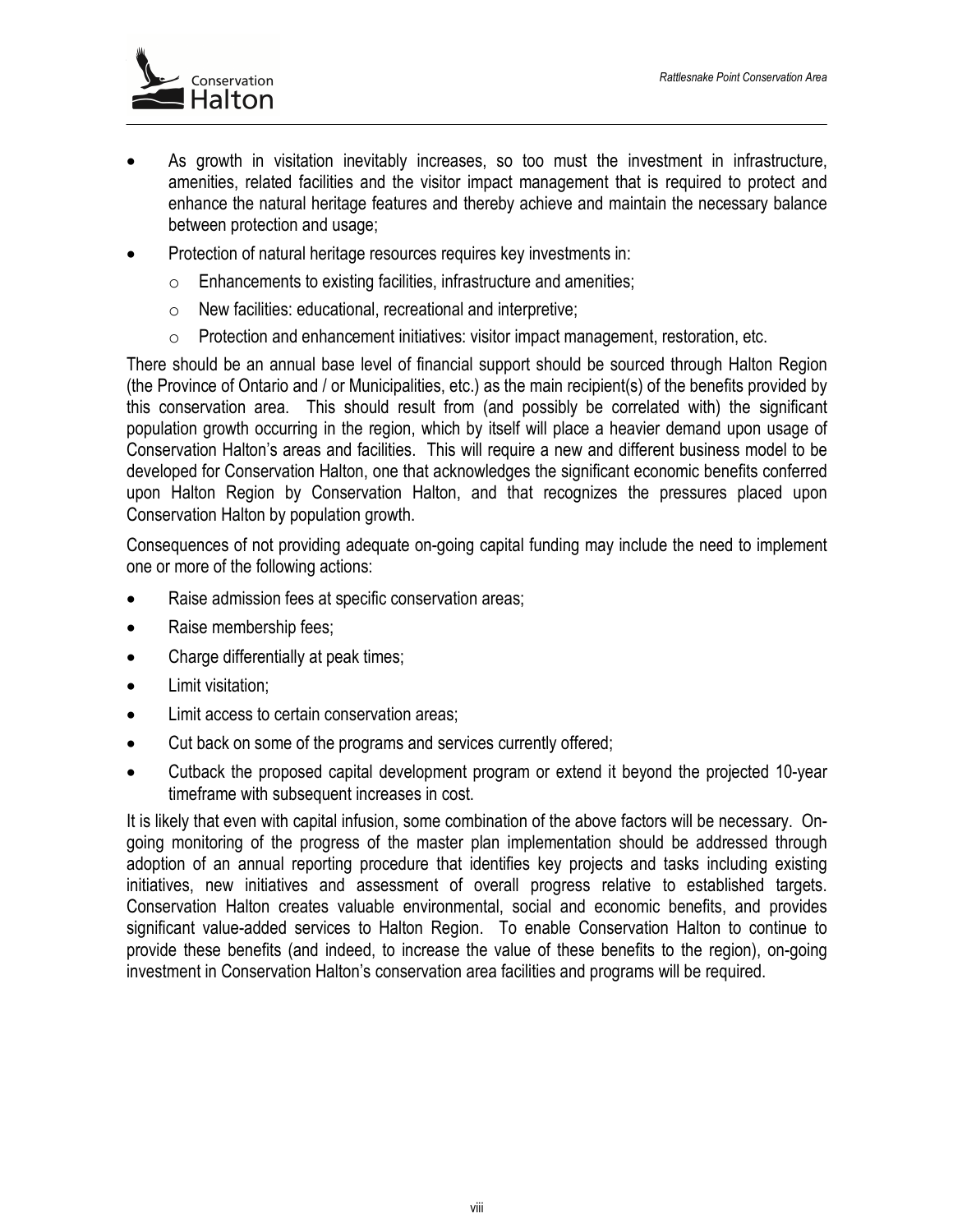- As growth in visitation inevitably increases, so too must the investment in infrastructure, amenities, related facilities and the visitor impact management that is required to protect and enhance the natural heritage features and thereby achieve and maintain the necessary balance between protection and usage;
- Protection of natural heritage resources requires key investments in:
  - Enhancements to existing facilities, infrastructure and amenities;
  - New facilities: educational, recreational and interpretive;
  - Protection and enhancement initiatives: visitor impact management, restoration, etc.

There should be an annual base level of financial support should be sourced through Halton Region (the Province of Ontario and / or Municipalities, etc.) as the main recipient(s) of the benefits provided by this conservation area. This should result from (and possibly be correlated with) the significant population growth occurring in the region, which by itself will place a heavier demand upon usage of Conservation Halton's areas and facilities. This will require a new and different business model to be developed for Conservation Halton, one that acknowledges the significant economic benefits conferred upon Halton Region by Conservation Halton, and that recognizes the pressures placed upon Conservation Halton by population growth.

Consequences of not providing adequate on-going capital funding may include the need to implement one or more of the following actions:

- Raise admission fees at specific conservation areas;
- Raise membership fees;
- Charge differentially at peak times;
- Limit visitation;
- Limit access to certain conservation areas;
- Cut back on some of the programs and services currently offered;
- Cutback the proposed capital development program or extend it beyond the projected 10-year timeframe with subsequent increases in cost.

It is likely that even with capital infusion, some combination of the above factors will be necessary. On-going monitoring of the progress of the master plan implementation should be addressed through adoption of an annual reporting procedure that identifies key projects and tasks including existing initiatives, new initiatives and assessment of overall progress relative to established targets. Conservation Halton creates valuable environmental, social and economic benefits, and provides significant value-added services to Halton Region. To enable Conservation Halton to continue to provide these benefits (and indeed, to increase the value of these benefits to the region), on-going investment in Conservation Halton's conservation area facilities and programs will be required.